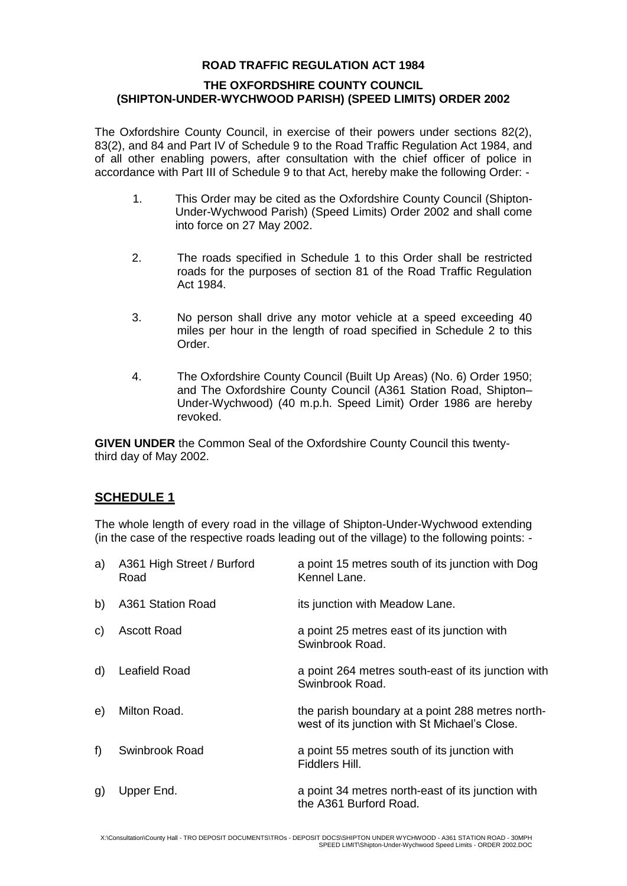**ROAD TRAFFIC REGULATION ACT 1984**

**THE OXFORDSHIRE COUNTY COUNCIL (SHIPTON-UNDER-WYCHWOOD PARISH) (SPEED LIMITS) ORDER 2002**

The Oxfordshire County Council, in exercise of their powers under sections 82(2), 83(2), and 84 and Part IV of Schedule 9 to the Road Traffic Regulation Act 1984, and of all other enabling powers, after consultation with the chief officer of police in accordance with Part III of Schedule 9 to that Act, hereby make the following Order: -

1. This Order may be cited as the Oxfordshire County Council (Shipton-Under-Wychwood Parish) (Speed Limits) Order 2002 and shall come into force on 27 May 2002.

2. The roads specified in Schedule 1 to this Order shall be restricted roads for the purposes of section 81 of the Road Traffic Regulation Act 1984.

3. No person shall drive any motor vehicle at a speed exceeding 40 miles per hour in the length of road specified in Schedule 2 to this Order.

4. The Oxfordshire County Council (Built Up Areas) (No. 6) Order 1950; and The Oxfordshire County Council (A361 Station Road, Shipton–Under-Wychwood) (40 m.p.h. Speed Limit) Order 1986 are hereby revoked.

**GIVEN UNDER** the Common Seal of the Oxfordshire County Council this twenty-third day of May 2002.

## SCHEDULE 1

The whole length of every road in the village of Shipton-Under-Wychwood extending (in the case of the respective roads leading out of the village) to the following points: -

| | | |
|---|---|---|
| a) | A361 High Street / Burford Road | a point 15 metres south of its junction with Dog Kennel Lane. |
| b) | A361 Station Road | its junction with Meadow Lane. |
| c) | Ascott Road | a point 25 metres east of its junction with Swinbrook Road. |
| d) | Leafield Road | a point 264 metres south-east of its junction with Swinbrook Road. |
| e) | Milton Road. | the parish boundary at a point 288 metres north-west of its junction with St Michael's Close. |
| f) | Swinbrook Road | a point 55 metres south of its junction with Fiddlers Hill. |
| g) | Upper End. | a point 34 metres north-east of its junction with the A361 Burford Road. |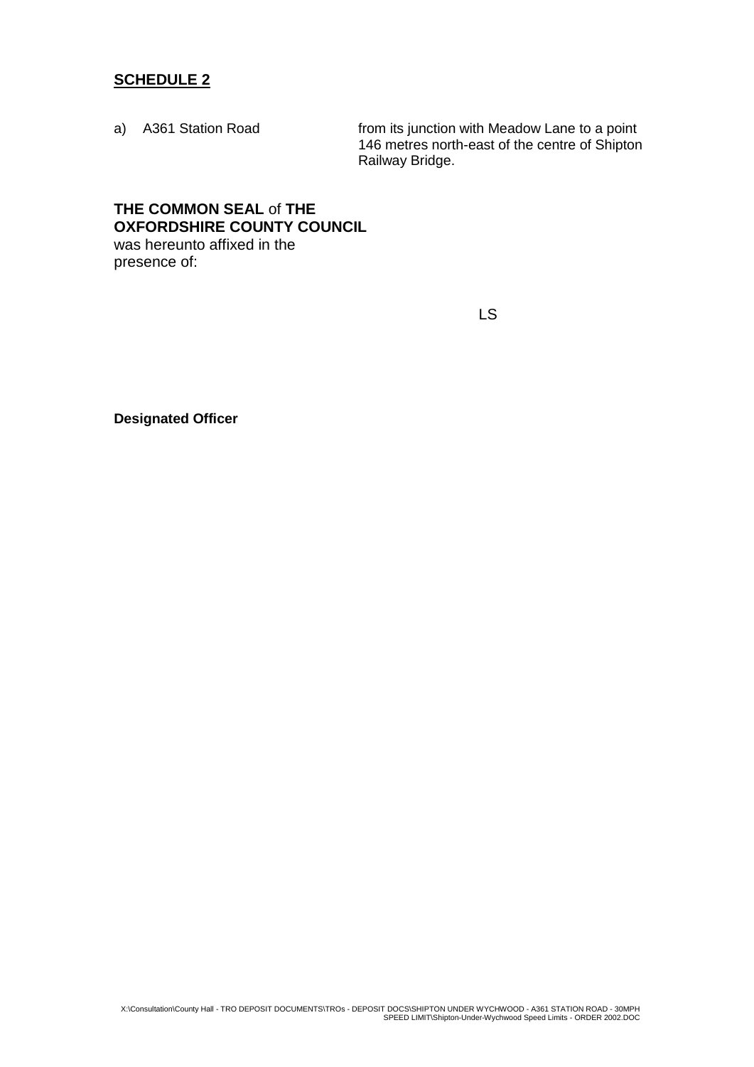## SCHEDULE 2

| | |
|---|---|
| a) A361 Station Road | from its junction with Meadow Lane to a point 146 metres north-east of the centre of Shipton Railway Bridge. |

**THE COMMON SEAL** of **THE OXFORDSHIRE COUNTY COUNCIL** was hereunto affixed in the presence of:

LS

**Designated Officer**

X:\Consultation\County Hall - TRO DEPOSIT DOCUMENTS\TROs - DEPOSIT DOCS\SHIPTON UNDER WYCHWOOD - A361 STATION ROAD - 30MPH SPEED LIMIT\Shipton-Under-Wychwood Speed Limits - ORDER 2002.DOC